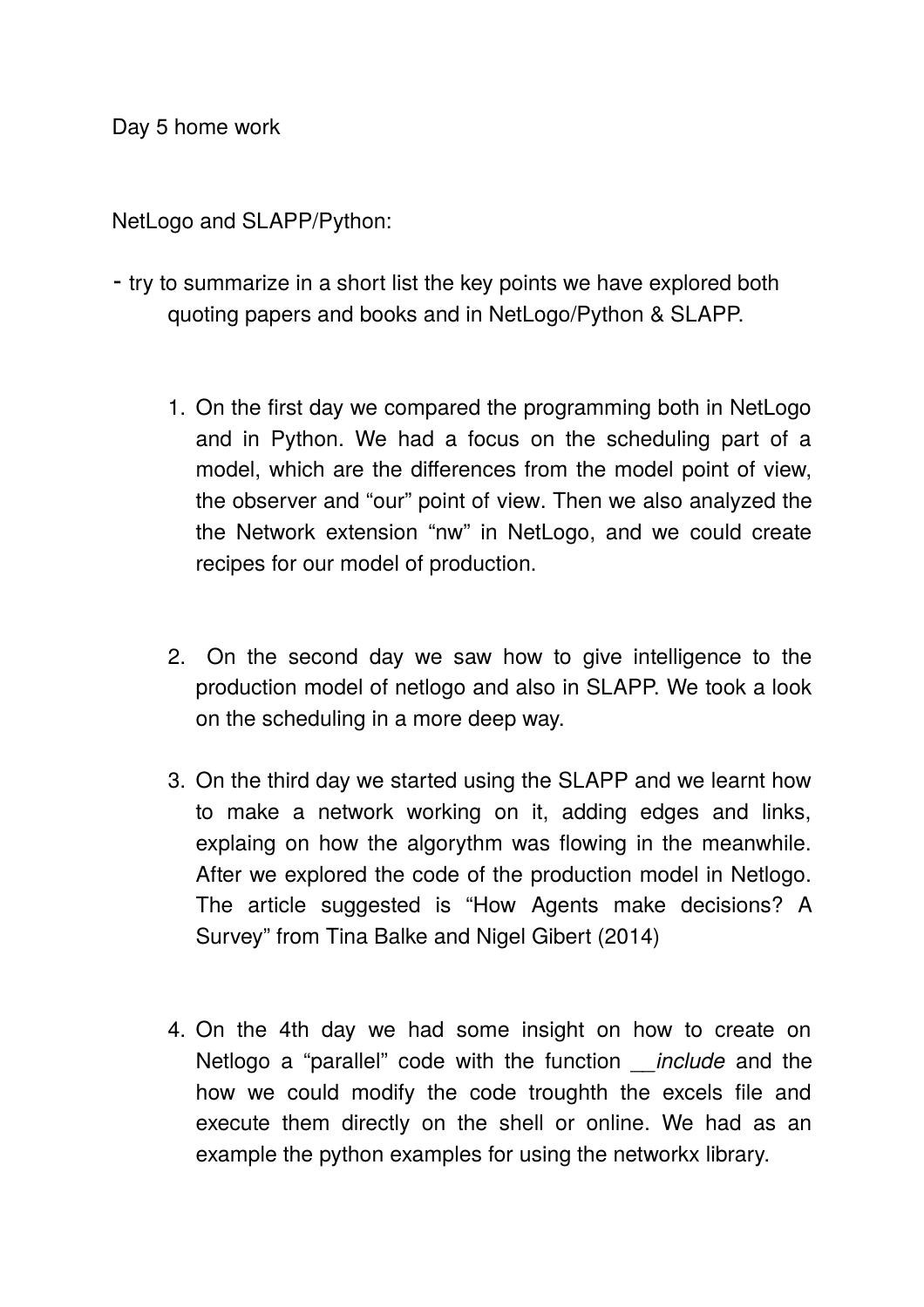Day 5 home work

NetLogo and SLAPP/Python:

- try to summarize in a short list the key points we have explored both quoting papers and books and in NetLogo/Python & SLAPP.

1. On the first day we compared the programming both in NetLogo and in Python. We had a focus on the scheduling part of a model, which are the differences from the model point of view, the observer and “our” point of view. Then we also analyzed the the Network extension “nw” in NetLogo, and we could create recipes for our model of production.

2. On the second day we saw how to give intelligence to the production model of netlogo and also in SLAPP. We took a look on the scheduling in a more deep way.

3. On the third day we started using the SLAPP and we learnt how to make a network working on it, adding edges and links, explaing on how the algorythm was flowing in the meanwhile. After we explored the code of the production model in Netlogo. The article suggested is “How Agents make decisions? A Survey” from Tina Balke and Nigel Gibert (2014)

4. On the 4th day we had some insight on how to create on Netlogo a “parallel” code with the function __*include* and the how we could modify the code troughth the excels file and execute them directly on the shell or online. We had as an example the python examples for using the networkx library.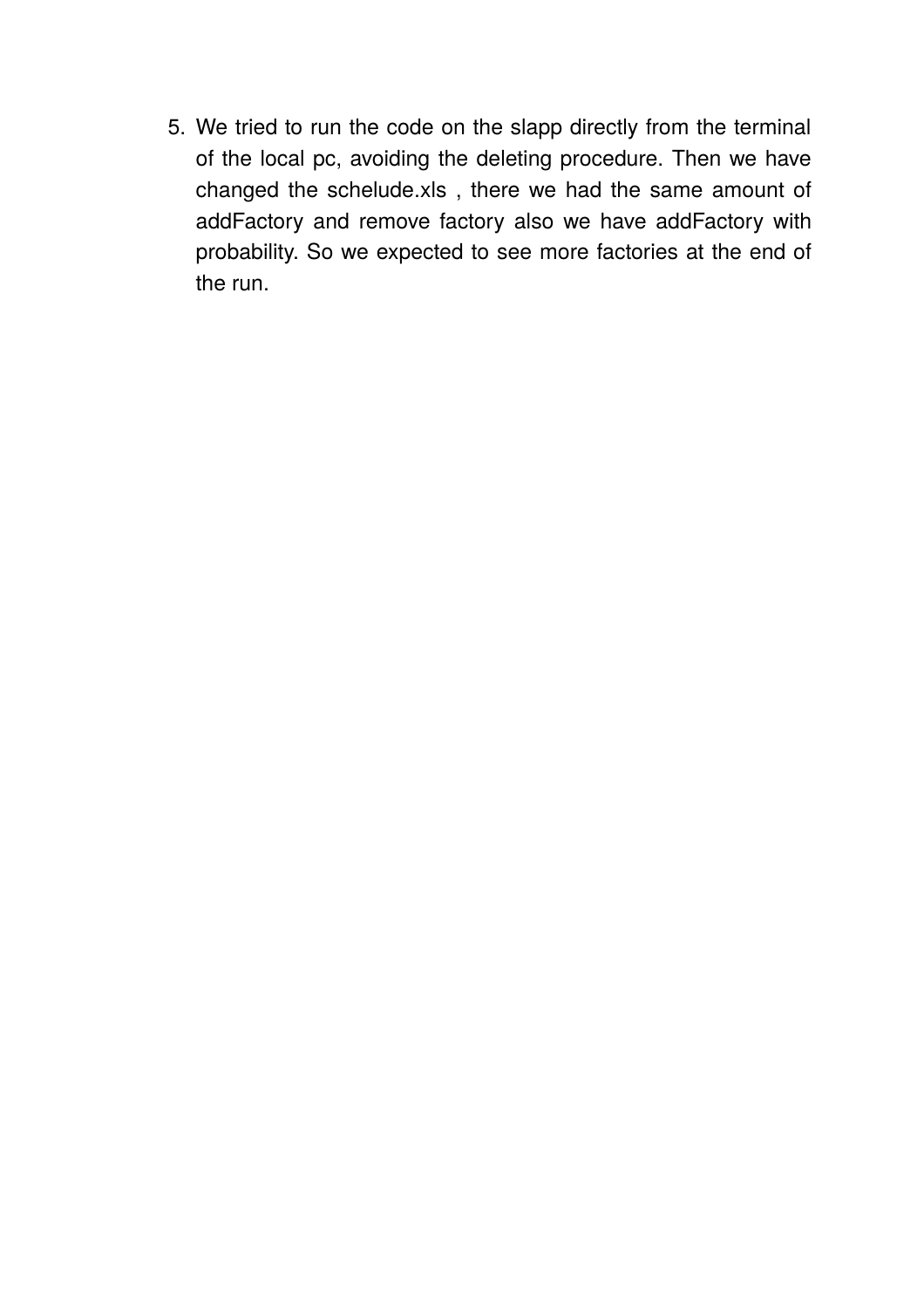5. We tried to run the code on the slapp directly from the terminal of the local pc, avoiding the deleting procedure. Then we have changed the schelude.xls , there we had the same amount of addFactory and remove factory also we have addFactory with probability. So we expected to see more factories at the end of the run.